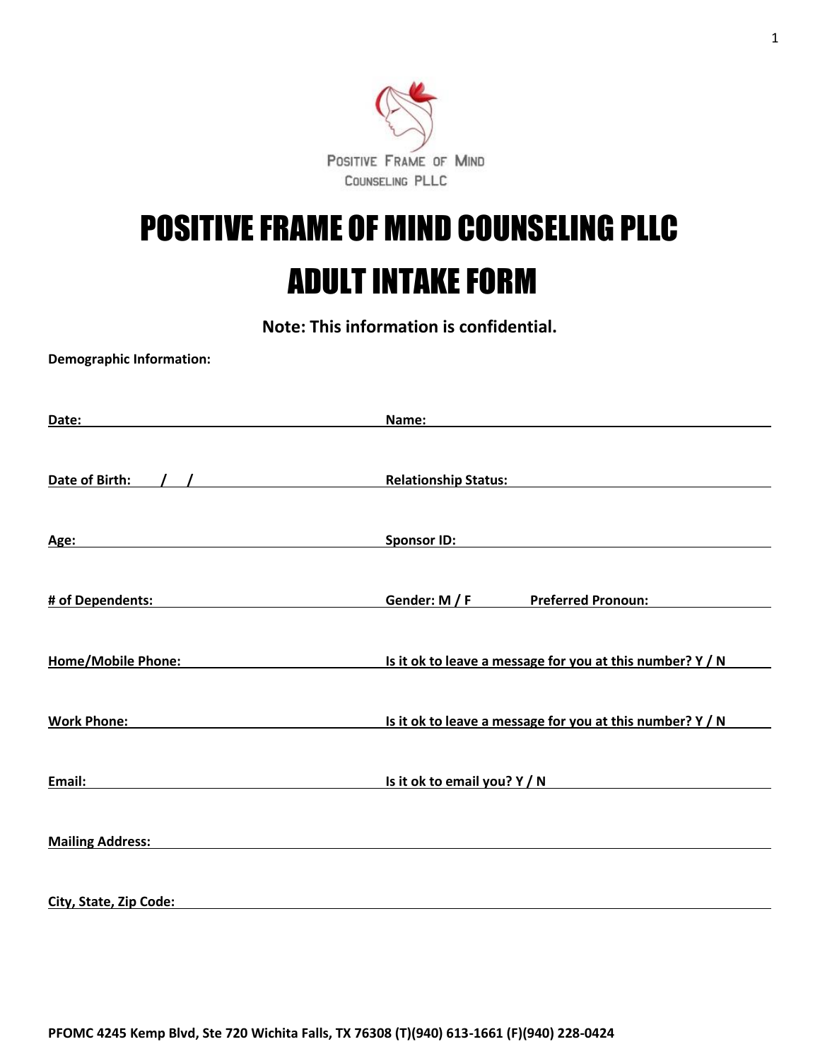POSITIVE FRAME OF MIND COUNSELING PLLC

# POSITIVE FRAME OF MIND COUNSELING PLLC

# ADULT INTAKE FORM

**Note: This information is confidential.**

**Demographic Information:**

**Date:** ____________________ **Name:** ____________________

**Date of Birth:** ___/___/___ **Relationship Status:** ____________________

**Age:** ____________________ **Sponsor ID:** ____________________

**# of Dependents:** ____________________ **Gender: M / F** **Preferred Pronoun:** ____________________

**Home/Mobile Phone:** ____________________ **Is it ok to leave a message for you at this number? Y / N**

**Work Phone:** ____________________ **Is it ok to leave a message for you at this number? Y / N**

**Email:** ____________________ **Is it ok to email you? Y / N**

**Mailing Address:** ____________________

**City, State, Zip Code:** ____________________

**PFOMC 4245 Kemp Blvd, Ste 720 Wichita Falls, TX 76308 (T)(940) 613-1661 (F)(940) 228-0424**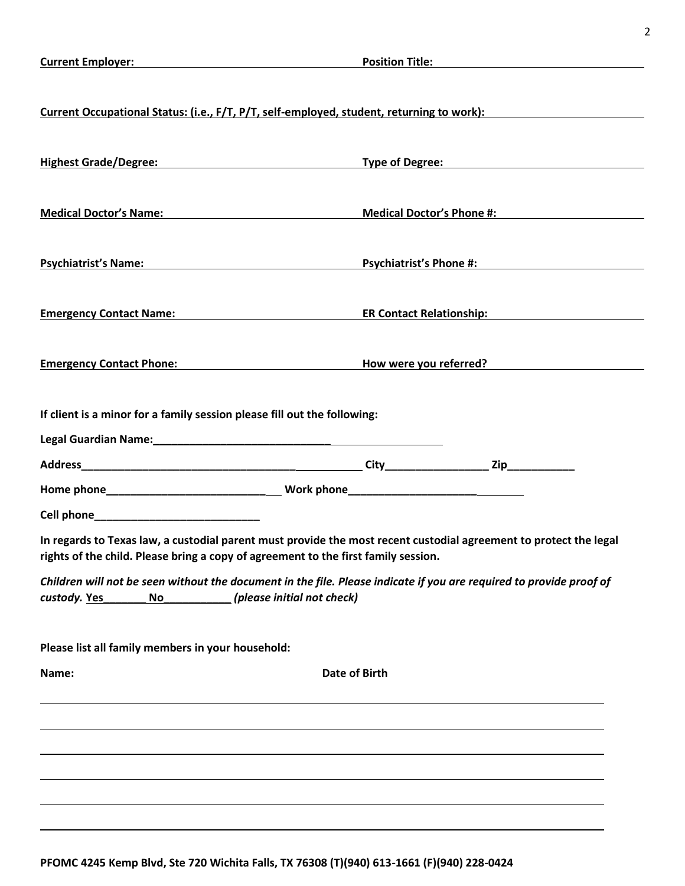**Current Employer:** ______________________ **Position Title:** ______________________

**Current Occupational Status: (i.e., F/T, P/T, self-employed, student, returning to work):** ______________________

**Highest Grade/Degree:** ______________________ **Type of Degree:** ______________________

**Medical Doctor's Name:** ______________________ **Medical Doctor's Phone #:** ______________________

**Psychiatrist's Name:** ______________________ **Psychiatrist's Phone #:** ______________________

**Emergency Contact Name:** ______________________ **ER Contact Relationship:** ______________________

**Emergency Contact Phone:** ______________________ **How were you referred?** ______________________

**If client is a minor for a family session please fill out the following:**

**Legal Guardian Name:**______________________________

**Address**____________________________________ **City**_________________ **Zip**___________

**Home phone**___________________________ **Work phone**______________________

**Cell phone**___________________________

**In regards to Texas law, a custodial parent must provide the most recent custodial agreement to protect the legal rights of the child. Please bring a copy of agreement to the first family session.**

***Children will not be seen without the document in the file. Please indicate if you are required to provide proof of custody.* Yes_______ No___________ *(please initial not check)***

**Please list all family members in your household:**

| Name: | Date of Birth |
|---|---|
| | |
| | |
| | |
| | |
| | |
| | |

**PFOMC 4245 Kemp Blvd, Ste 720 Wichita Falls, TX 76308 (T)(940) 613-1661 (F)(940) 228-0424**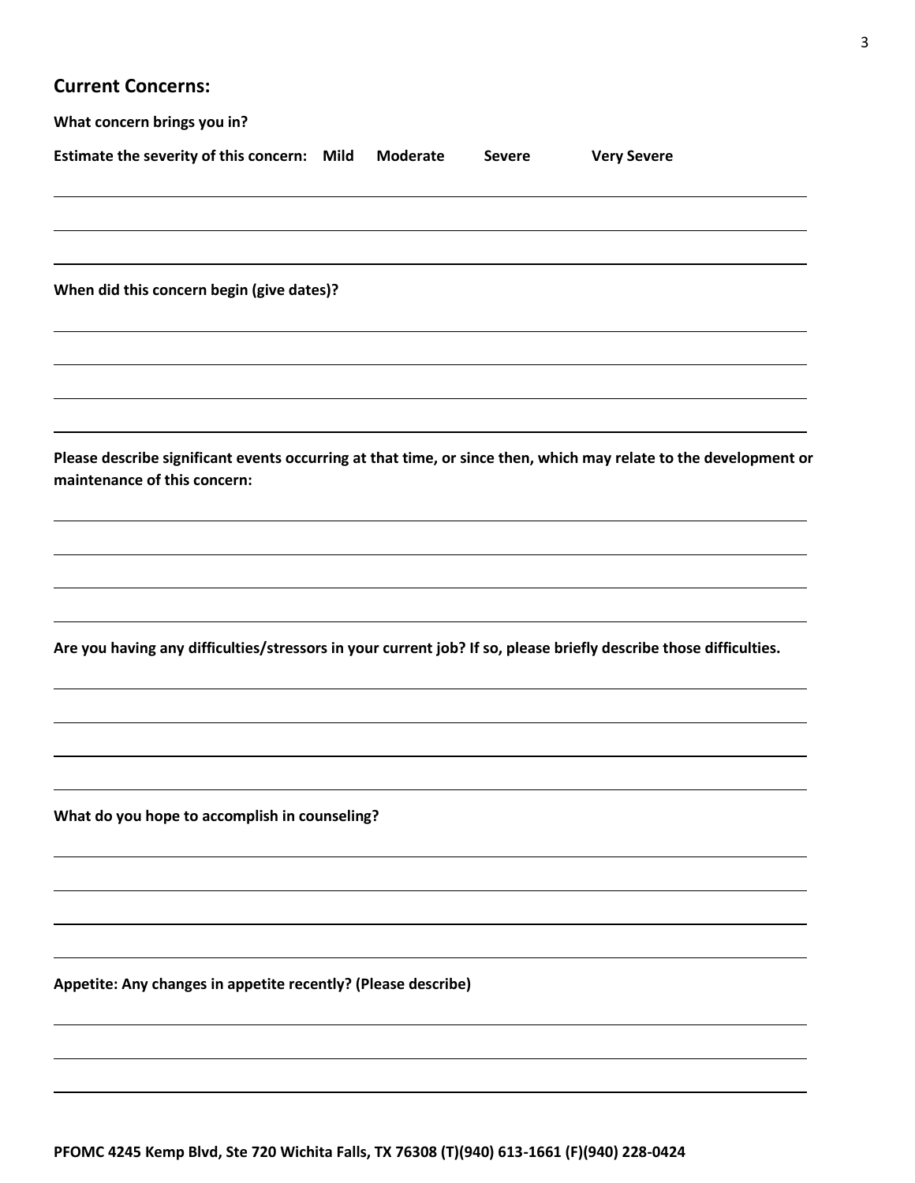## Current Concerns:

**What concern brings you in?**

**Estimate the severity of this concern: Mild Moderate Severe Very Severe**

**When did this concern begin (give dates)?**

**Please describe significant events occurring at that time, or since then, which may relate to the development or maintenance of this concern:**

**Are you having any difficulties/stressors in your current job? If so, please briefly describe those difficulties.**

**What do you hope to accomplish in counseling?**

**Appetite: Any changes in appetite recently? (Please describe)**

**PFOMC 4245 Kemp Blvd, Ste 720 Wichita Falls, TX 76308 (T)(940) 613-1661 (F)(940) 228-0424**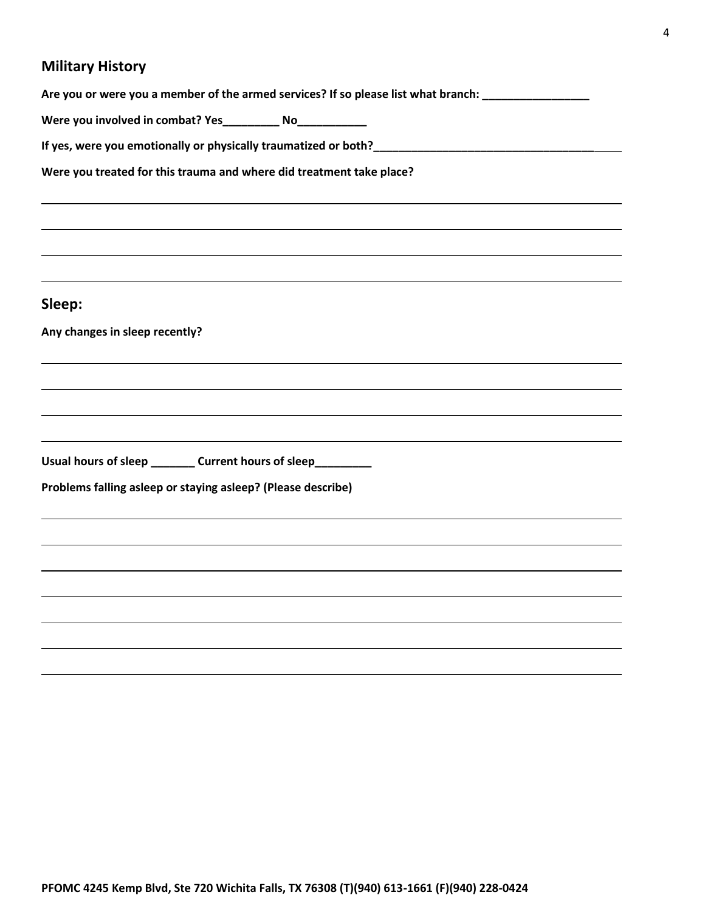## Military History

**Are you or were you a member of the armed services? If so please list what branch: _________________**

**Were you involved in combat? Yes_________ No___________**

**If yes, were you emotionally or physically traumatized or both?____________________________________**

**Were you treated for this trauma and where did treatment take place?**

____________________________________________________________________________________

____________________________________________________________________________________

____________________________________________________________________________________

____________________________________________________________________________________

## Sleep:

**Any changes in sleep recently?**

____________________________________________________________________________________

____________________________________________________________________________________

____________________________________________________________________________________

____________________________________________________________________________________

**Usual hours of sleep _______ Current hours of sleep_________**

**Problems falling asleep or staying asleep? (Please describe)**

____________________________________________________________________________________

____________________________________________________________________________________

____________________________________________________________________________________

____________________________________________________________________________________

____________________________________________________________________________________

____________________________________________________________________________________

____________________________________________________________________________________

**PFOMC 4245 Kemp Blvd, Ste 720 Wichita Falls, TX 76308 (T)(940) 613-1661 (F)(940) 228-0424**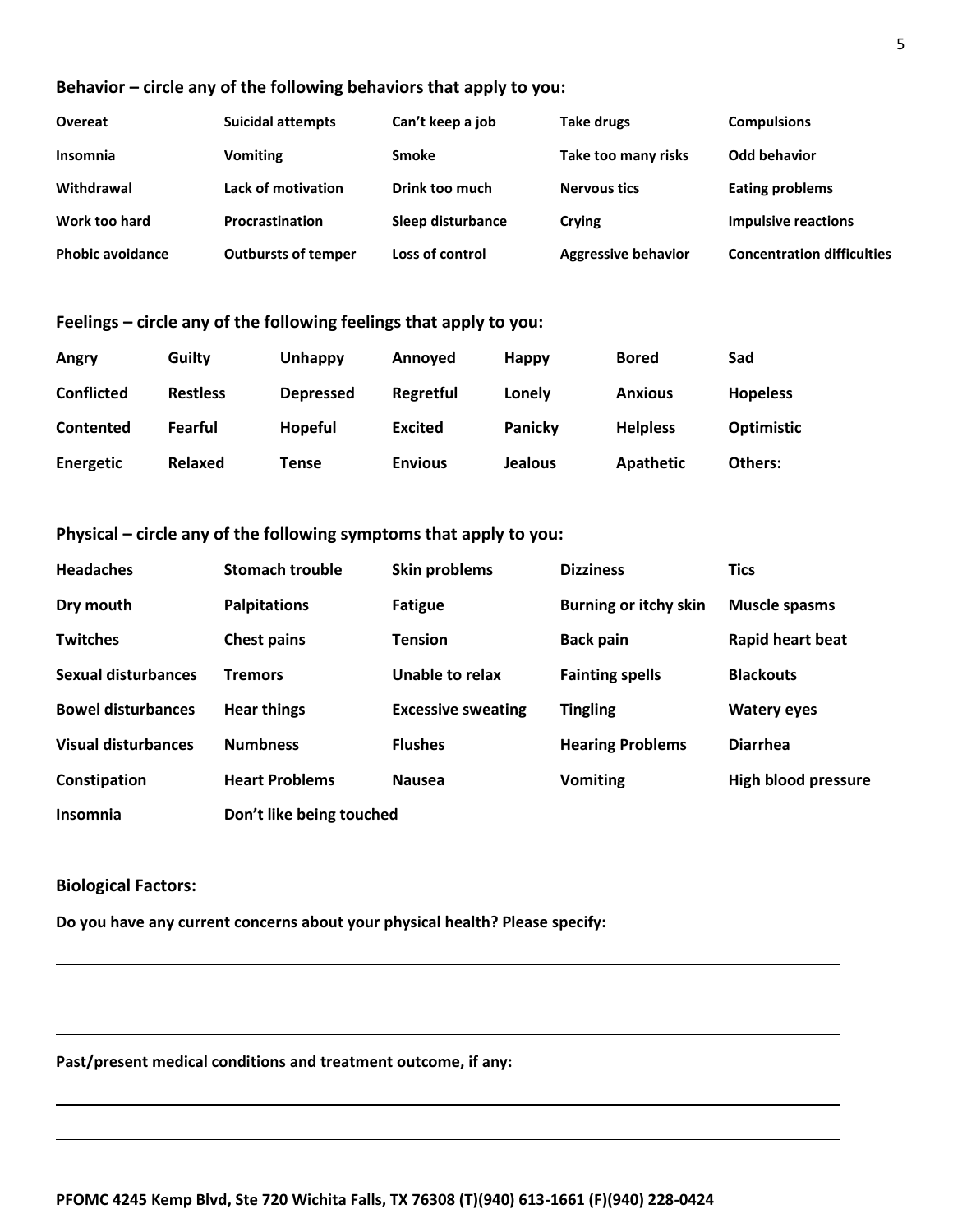**Behavior – circle any of the following behaviors that apply to you:**

| | | | | |
|---|---|---|---|---|
| Overeat | Suicidal attempts | Can't keep a job | Take drugs | Compulsions |
| Insomnia | Vomiting | Smoke | Take too many risks | Odd behavior |
| Withdrawal | Lack of motivation | Drink too much | Nervous tics | Eating problems |
| Work too hard | Procrastination | Sleep disturbance | Crying | Impulsive reactions |
| Phobic avoidance | Outbursts of temper | Loss of control | Aggressive behavior | Concentration difficulties |

**Feelings – circle any of the following feelings that apply to you:**

| | | | | | | |
|---|---|---|---|---|---|---|
| Angry | Guilty | Unhappy | Annoyed | Happy | Bored | Sad |
| Conflicted | Restless | Depressed | Regretful | Lonely | Anxious | Hopeless |
| Contented | Fearful | Hopeful | Excited | Panicky | Helpless | Optimistic |
| Energetic | Relaxed | Tense | Envious | Jealous | Apathetic | Others: |

**Physical – circle any of the following symptoms that apply to you:**

| | | | | |
|---|---|---|---|---|
| Headaches | Stomach trouble | Skin problems | Dizziness | Tics |
| Dry mouth | Palpitations | Fatigue | Burning or itchy skin | Muscle spasms |
| Twitches | Chest pains | Tension | Back pain | Rapid heart beat |
| Sexual disturbances | Tremors | Unable to relax | Fainting spells | Blackouts |
| Bowel disturbances | Hear things | Excessive sweating | Tingling | Watery eyes |
| Visual disturbances | Numbness | Flushes | Hearing Problems | Diarrhea |
| Constipation | Heart Problems | Nausea | Vomiting | High blood pressure |
| Insomnia | Don't like being touched | | | |

**Biological Factors:**

**Do you have any current concerns about your physical health? Please specify:**

\_\_\_\_\_\_\_\_\_\_\_\_\_\_\_\_\_\_\_\_\_\_\_\_\_\_\_\_\_\_\_\_\_\_\_\_\_\_\_\_\_\_\_\_\_\_\_\_\_\_\_\_\_\_\_\_\_\_\_\_

\_\_\_\_\_\_\_\_\_\_\_\_\_\_\_\_\_\_\_\_\_\_\_\_\_\_\_\_\_\_\_\_\_\_\_\_\_\_\_\_\_\_\_\_\_\_\_\_\_\_\_\_\_\_\_\_\_\_\_\_

\_\_\_\_\_\_\_\_\_\_\_\_\_\_\_\_\_\_\_\_\_\_\_\_\_\_\_\_\_\_\_\_\_\_\_\_\_\_\_\_\_\_\_\_\_\_\_\_\_\_\_\_\_\_\_\_\_\_\_\_

**Past/present medical conditions and treatment outcome, if any:**

\_\_\_\_\_\_\_\_\_\_\_\_\_\_\_\_\_\_\_\_\_\_\_\_\_\_\_\_\_\_\_\_\_\_\_\_\_\_\_\_\_\_\_\_\_\_\_\_\_\_\_\_\_\_\_\_\_\_\_\_

\_\_\_\_\_\_\_\_\_\_\_\_\_\_\_\_\_\_\_\_\_\_\_\_\_\_\_\_\_\_\_\_\_\_\_\_\_\_\_\_\_\_\_\_\_\_\_\_\_\_\_\_\_\_\_\_\_\_\_\_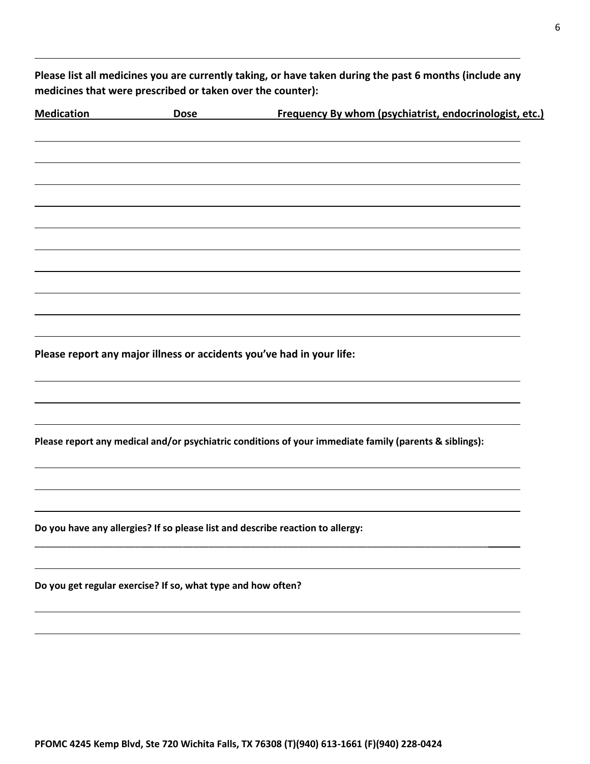**Please list all medicines you are currently taking, or have taken during the past 6 months (include any medicines that were prescribed or taken over the counter):**

| Medication | Dose | Frequency | By whom (psychiatrist, endocrinologist, etc.) |
| --- | --- | --- | --- |
| | | | |
| | | | |
| | | | |
| | | | |
| | | | |
| | | | |
| | | | |
| | | | |
| | | | |

**Please report any major illness or accidents you've had in your life:**

______________________________________________________________________

______________________________________________________________________

______________________________________________________________________

**Please report any medical and/or psychiatric conditions of your immediate family (parents & siblings):**

______________________________________________________________________

______________________________________________________________________

______________________________________________________________________

**Do you have any allergies? If so please list and describe reaction to allergy:**

______________________________________________________________________

______________________________________________________________________

**Do you get regular exercise? If so, what type and how often?**

______________________________________________________________________

______________________________________________________________________

**PFOMC 4245 Kemp Blvd, Ste 720 Wichita Falls, TX 76308 (T)(940) 613-1661 (F)(940) 228-0424**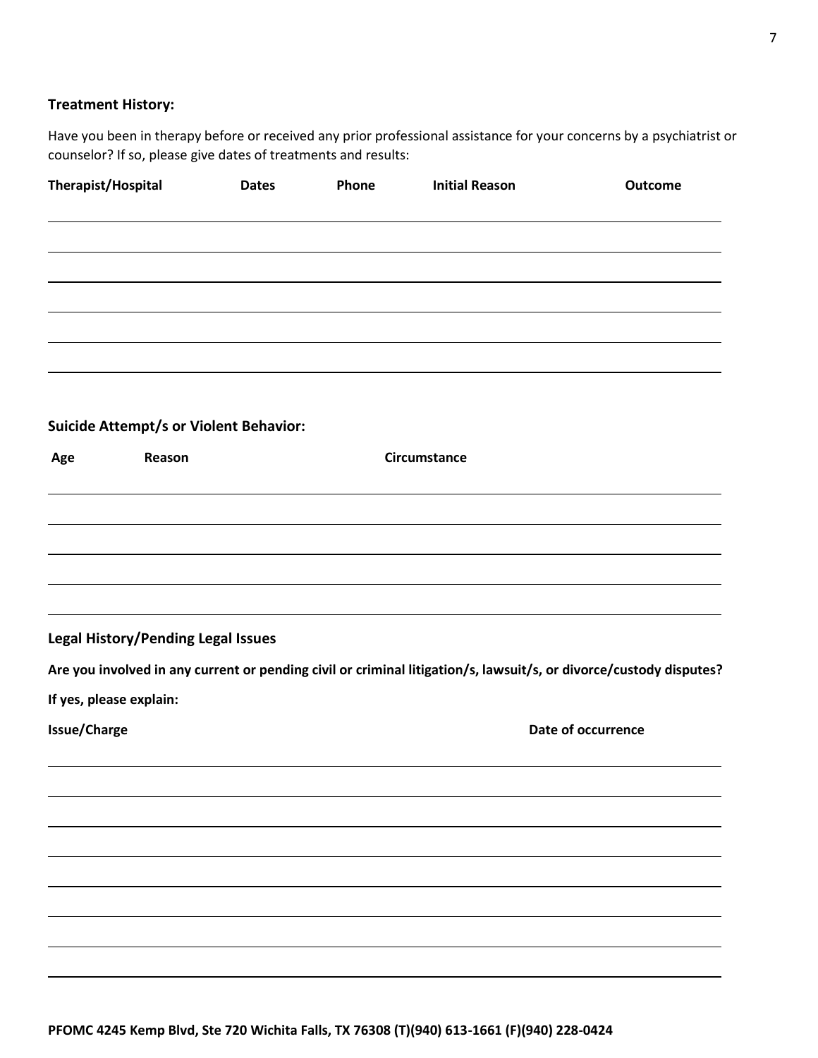**Treatment History:**

Have you been in therapy before or received any prior professional assistance for your concerns by a psychiatrist or counselor? If so, please give dates of treatments and results:

| Therapist/Hospital | Dates | Phone | Initial Reason | Outcome |
|---|---|---|---|---|
| | | | | |
| | | | | |
| | | | | |
| | | | | |
| | | | | |
| | | | | |

**Suicide Attempt/s or Violent Behavior:**

| Age | Reason | Circumstance |
|---|---|---|
| | | |
| | | |
| | | |
| | | |
| | | |

**Legal History/Pending Legal Issues**

**Are you involved in any current or pending civil or criminal litigation/s, lawsuit/s, or divorce/custody disputes?**

**If yes, please explain:**

| Issue/Charge | Date of occurrence |
|---|---|
| | |
| | |
| | |
| | |
| | |
| | |
| | |
| | |

**PFOMC 4245 Kemp Blvd, Ste 720 Wichita Falls, TX 76308 (T)(940) 613-1661 (F)(940) 228-0424**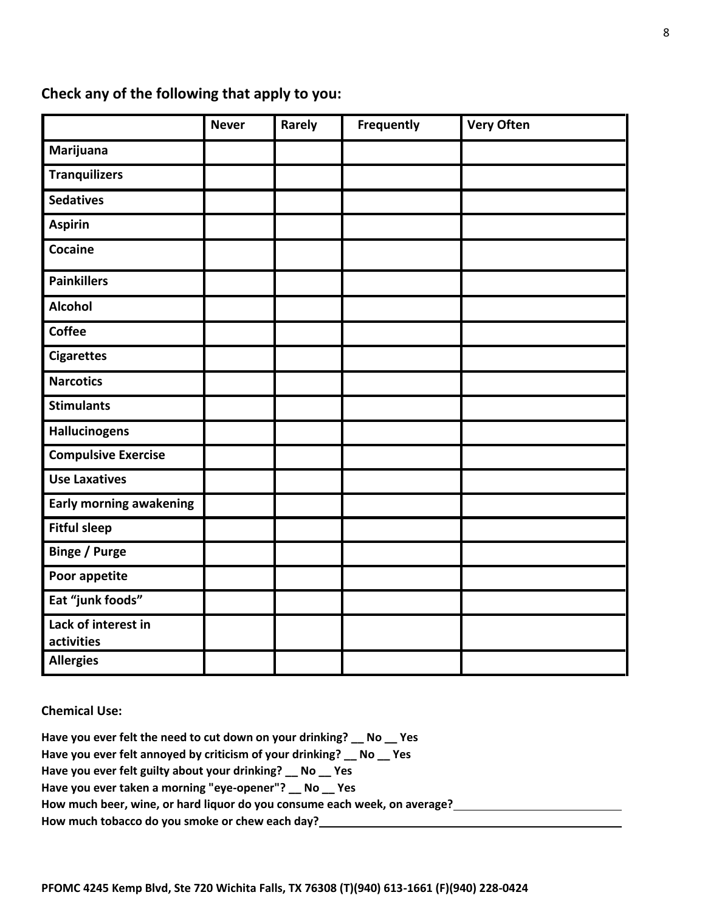## Check any of the following that apply to you:

| | Never | Rarely | Frequently | Very Often |
|---|---|---|---|---|
| **Marijuana** | | | | |
| **Tranquilizers** | | | | |
| **Sedatives** | | | | |
| **Aspirin** | | | | |
| **Cocaine** | | | | |
| **Painkillers** | | | | |
| **Alcohol** | | | | |
| **Coffee** | | | | |
| **Cigarettes** | | | | |
| **Narcotics** | | | | |
| **Stimulants** | | | | |
| **Hallucinogens** | | | | |
| **Compulsive Exercise** | | | | |
| **Use Laxatives** | | | | |
| **Early morning awakening** | | | | |
| **Fitful sleep** | | | | |
| **Binge / Purge** | | | | |
| **Poor appetite** | | | | |
| **Eat "junk foods"** | | | | |
| **Lack of interest in activities** | | | | |
| **Allergies** | | | | |

**Chemical Use:**

**Have you ever felt the need to cut down on your drinking? __ No __ Yes**
**Have you ever felt annoyed by criticism of your drinking? __ No __ Yes**
**Have you ever felt guilty about your drinking? __ No __ Yes**
**Have you ever taken a morning "eye-opener"? __ No __ Yes**
**How much beer, wine, or hard liquor do you consume each week, on average?________________________**
**How much tobacco do you smoke or chew each day?________________________________________**

**PFOMC 4245 Kemp Blvd, Ste 720 Wichita Falls, TX 76308 (T)(940) 613-1661 (F)(940) 228-0424**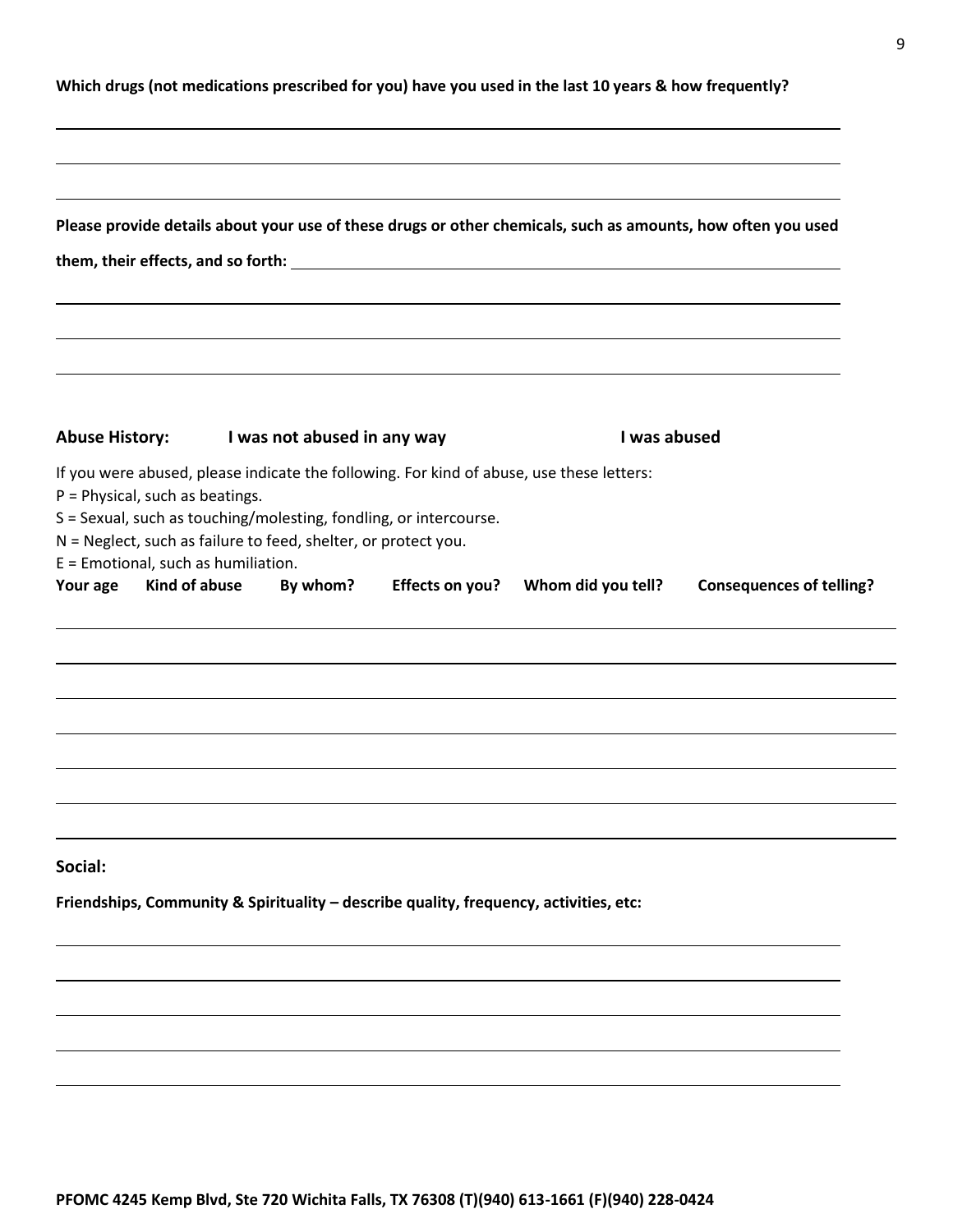**Which drugs (not medications prescribed for you) have you used in the last 10 years & how frequently?**

**Please provide details about your use of these drugs or other chemicals, such as amounts, how often you used them, their effects, and so forth:**

**Abuse History:** **I was not abused in any way** **I was abused**

If you were abused, please indicate the following. For kind of abuse, use these letters:

P = Physical, such as beatings.

S = Sexual, such as touching/molesting, fondling, or intercourse.

N = Neglect, such as failure to feed, shelter, or protect you.

E = Emotional, such as humiliation.

| Your age | Kind of abuse | By whom? | Effects on you? | Whom did you tell? | Consequences of telling? |
| --- | --- | --- | --- | --- | --- |
| | | | | | |
| | | | | | |
| | | | | | |
| | | | | | |
| | | | | | |
| | | | | | |

## Social:

**Friendships, Community & Spirituality – describe quality, frequency, activities, etc:**

**PFOMC 4245 Kemp Blvd, Ste 720 Wichita Falls, TX 76308 (T)(940) 613-1661 (F)(940) 228-0424**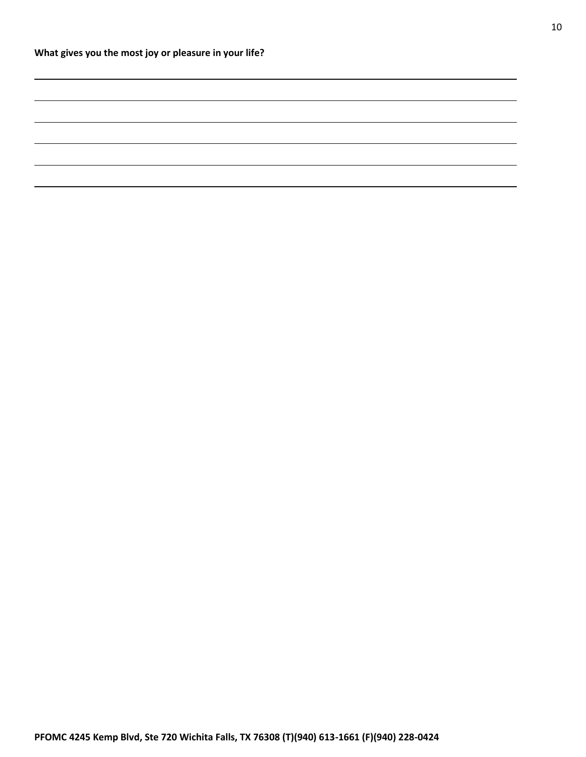**What gives you the most joy or pleasure in your life?**

______________________________________________________________________________

______________________________________________________________________________

______________________________________________________________________________

______________________________________________________________________________

______________________________________________________________________________

**PFOMC 4245 Kemp Blvd, Ste 720 Wichita Falls, TX 76308 (T)(940) 613-1661 (F)(940) 228-0424**